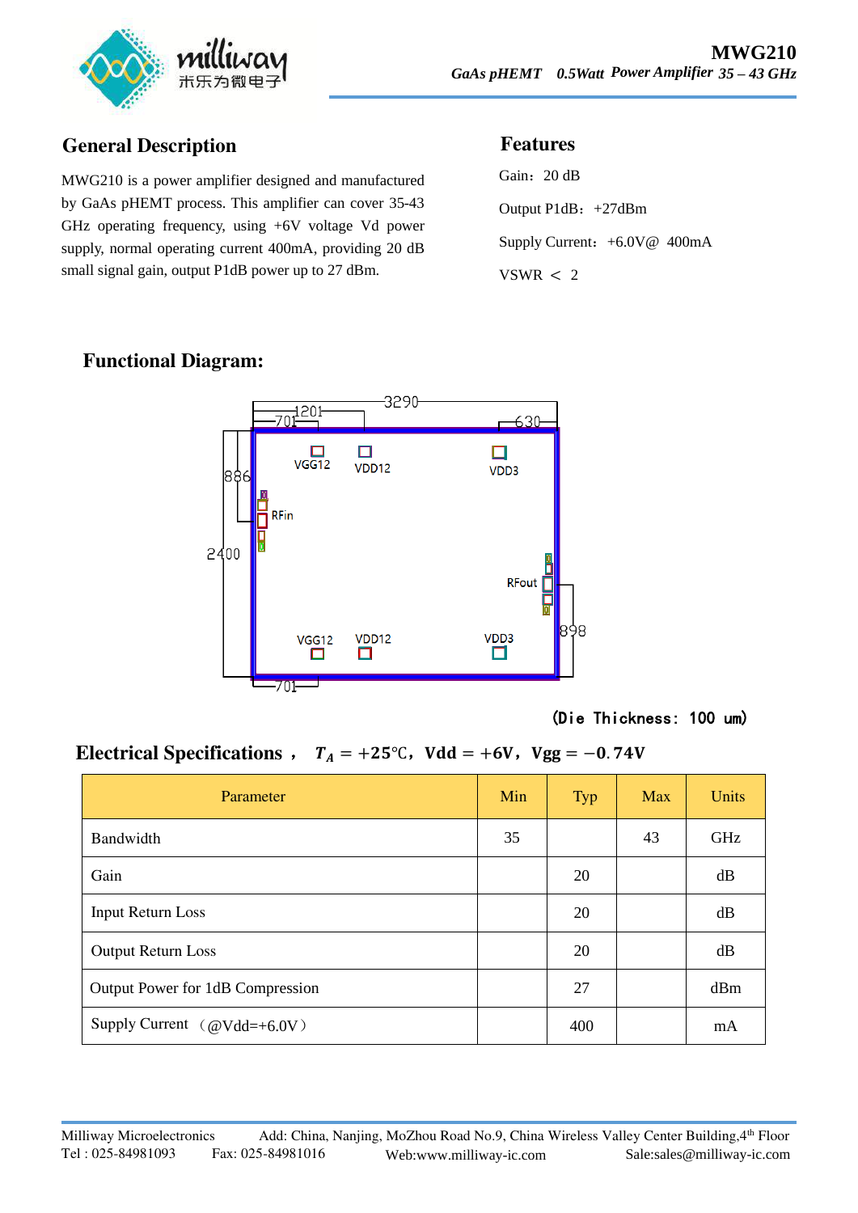# MWG210

*GaAs pHEMT 0.5Watt Power Amplifier 35 – 43 GHz*

## General Description

MWG210 is a power amplifier designed and manufactured by GaAs pHEMT process. This amplifier can cover 35-43 GHz operating frequency, using +6V voltage Vd power supply, normal operating current 400mA, providing 20 dB small signal gain, output P1dB power up to 27 dBm.

## Features

Gain：20 dB

Output P1dB：+27dBm

Supply Current：+6.0V@ 400mA

VSWR ＜ 2

## Functional Diagram:

3290, 1201, 701, 630, 886, 2400, 898, 701

VGG12, VDD12, VDD3, RFin, RFout, VGG12, VDD12, VDD3

(Die Thickness: 100 um)

## Electrical Specifications， $T_A = +25℃$，Vdd = +6V，Vgg = −0.74V

| Parameter | Min | Typ | Max | Units |
|---|---|---|---|---|
| Bandwidth | 35 | | 43 | GHz |
| Gain | | 20 | | dB |
| Input Return Loss | | 20 | | dB |
| Output Return Loss | | 20 | | dB |
| Output Power for 1dB Compression | | 27 | | dBm |
| Supply Current （@Vdd=+6.0V） | | 400 | | mA |

Milliway Microelectronics　　Add: China, Nanjing, MoZhou Road No.9, China Wireless Valley Center Building,4th Floor
Tel : 025-84981093　　Fax: 025-84981016　　Web:www.milliway-ic.com　　Sale:sales@milliway-ic.com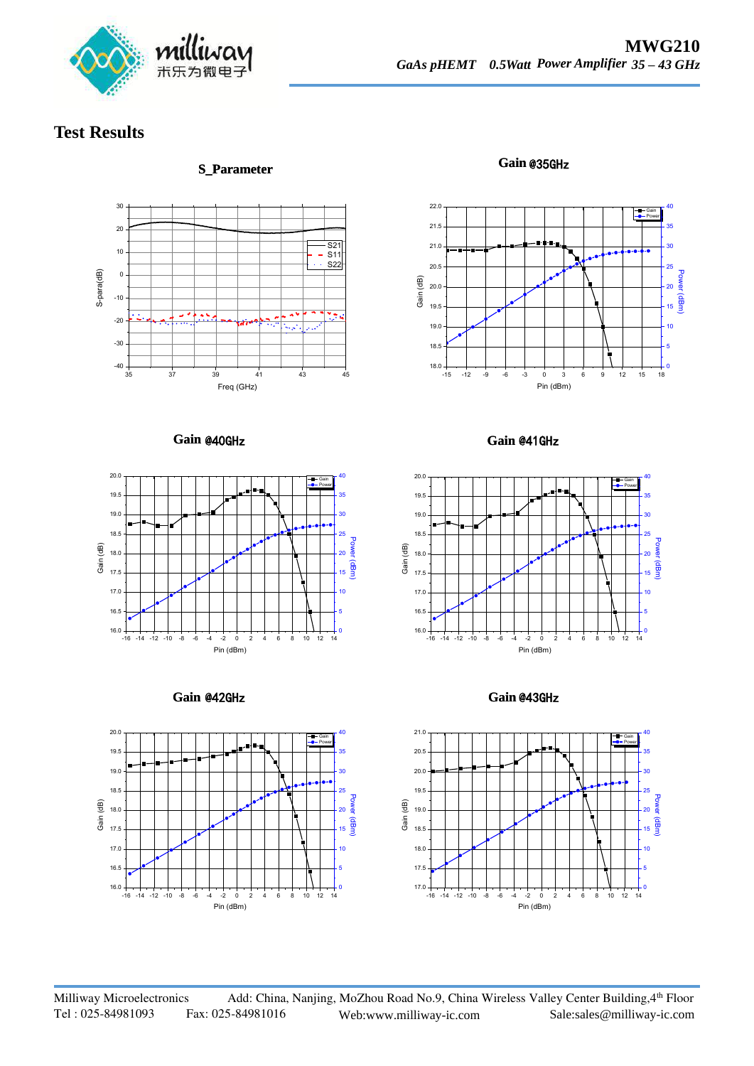## Test Results

**S_Parameter**

**Gain @35GHz**

**Gain @40GHz**

**Gain @41GHz**

**Gain @42GHz**

**Gain @43GHz**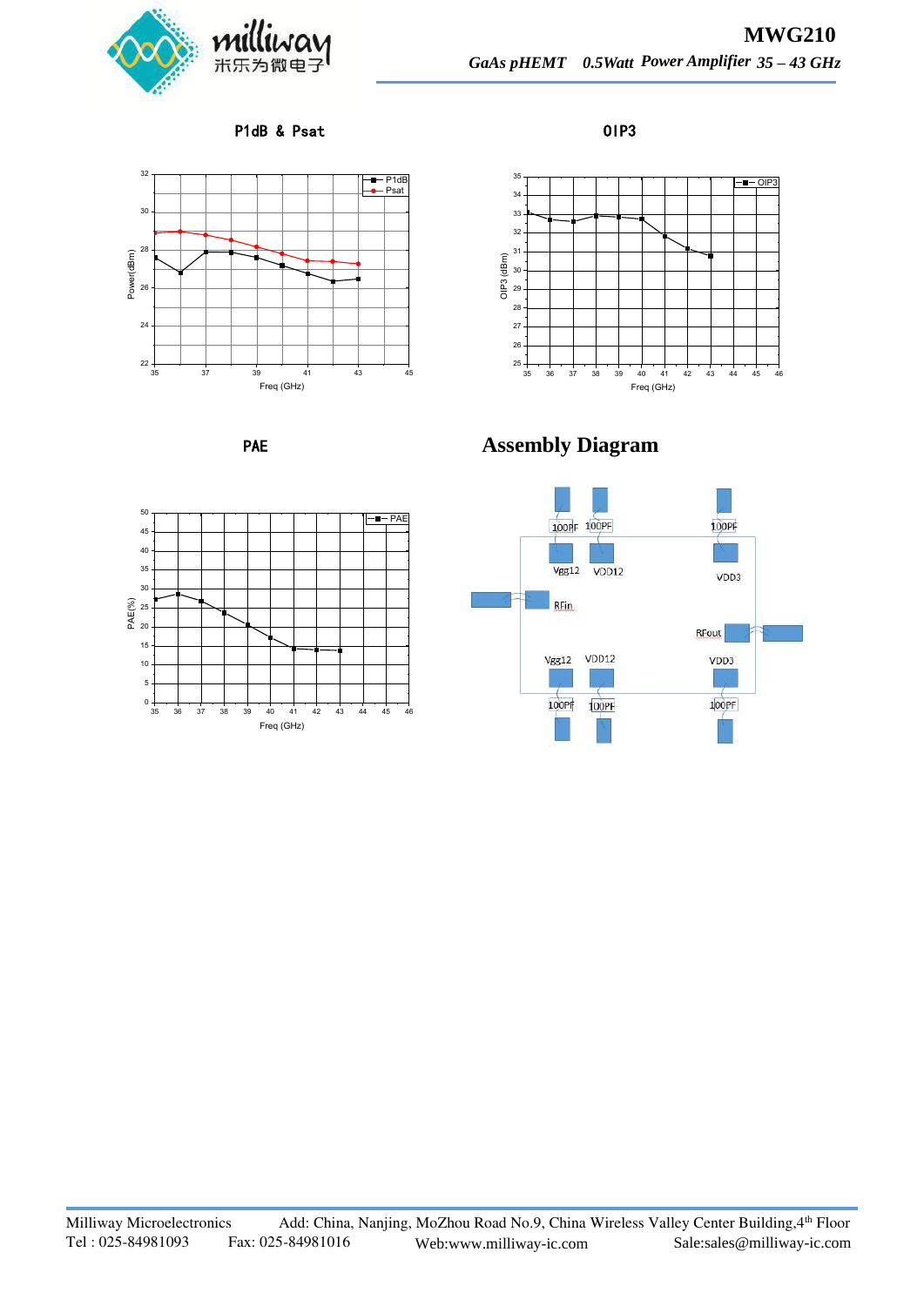## P1dB & Psat

32
30
28
26
24
22
Power(dBm)
35 37 39 41 43 45
Freq (GHz)
P1dB
Psat

## OIP3

35
34
33
32
31
30
29
28
27
26
25
OIP3 (dBm)
35 36 37 38 39 40 41 42 43 44 45 46
Freq (GHz)
OIP3

## PAE

50
45
40
35
30
25
20
15
10
5
0
PAE(%)
35 36 37 38 39 40 41 42 43 44 45 46
Freq (GHz)
PAE

## Assembly Diagram

100PF 100PF 100PF
Vgg12 VDD12 VDD3
RFin
RFout
Vgg12 VDD12 VDD3
100PF 100PF 100PF